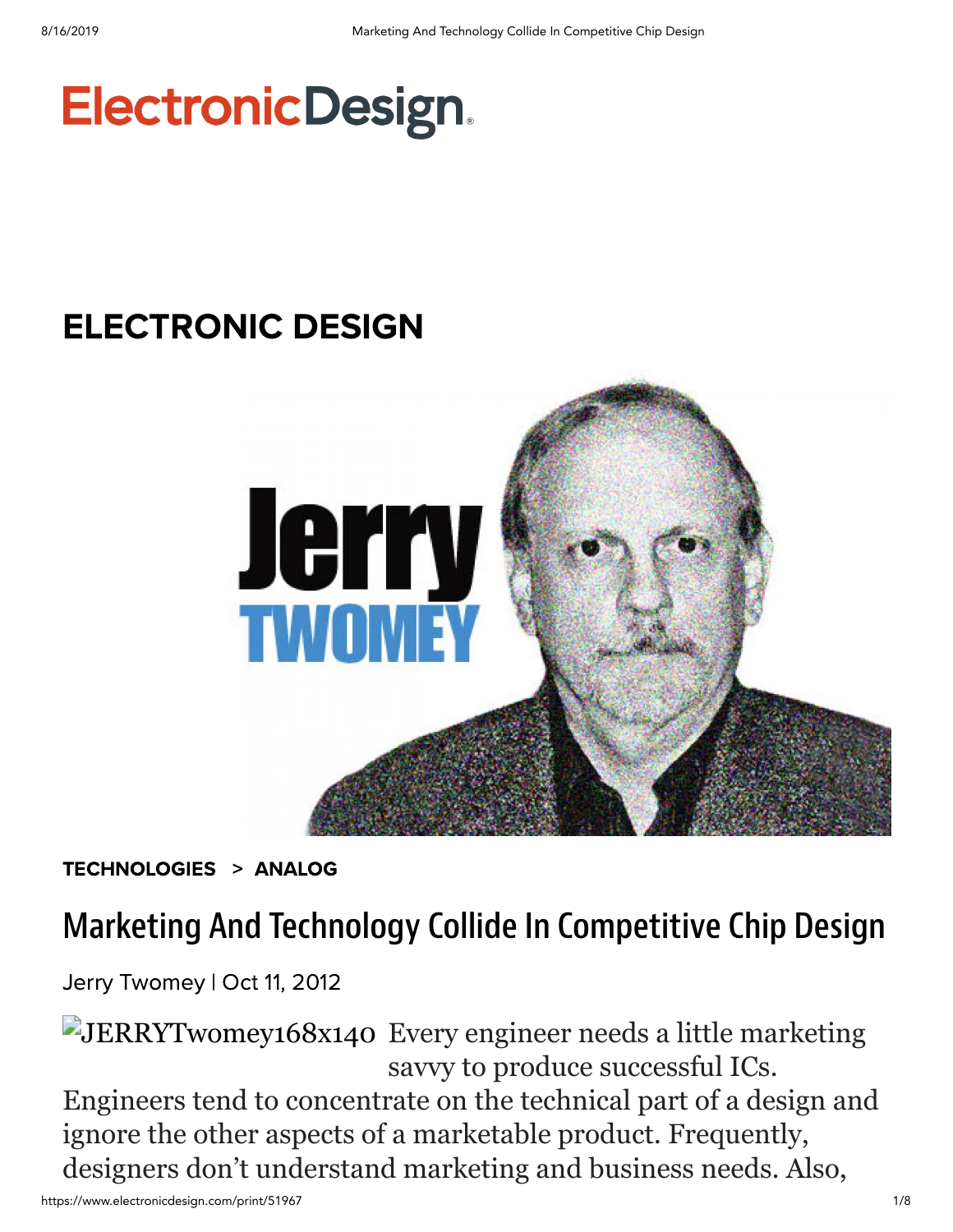ElectronicDesign

# ELECTRONIC DESIGN

TECHNOLOGIES > ANALOG

## Marketing And Technology Collide In Competitive Chip Design

Jerry Twomey | Oct 11, 2012

JERRYTwomey168x140 Every engineer needs a little marketing savvy to produce successful ICs.

Engineers tend to concentrate on the technical part of a design and ignore the other aspects of a marketable product. Frequently, designers don't understand marketing and business needs. Also,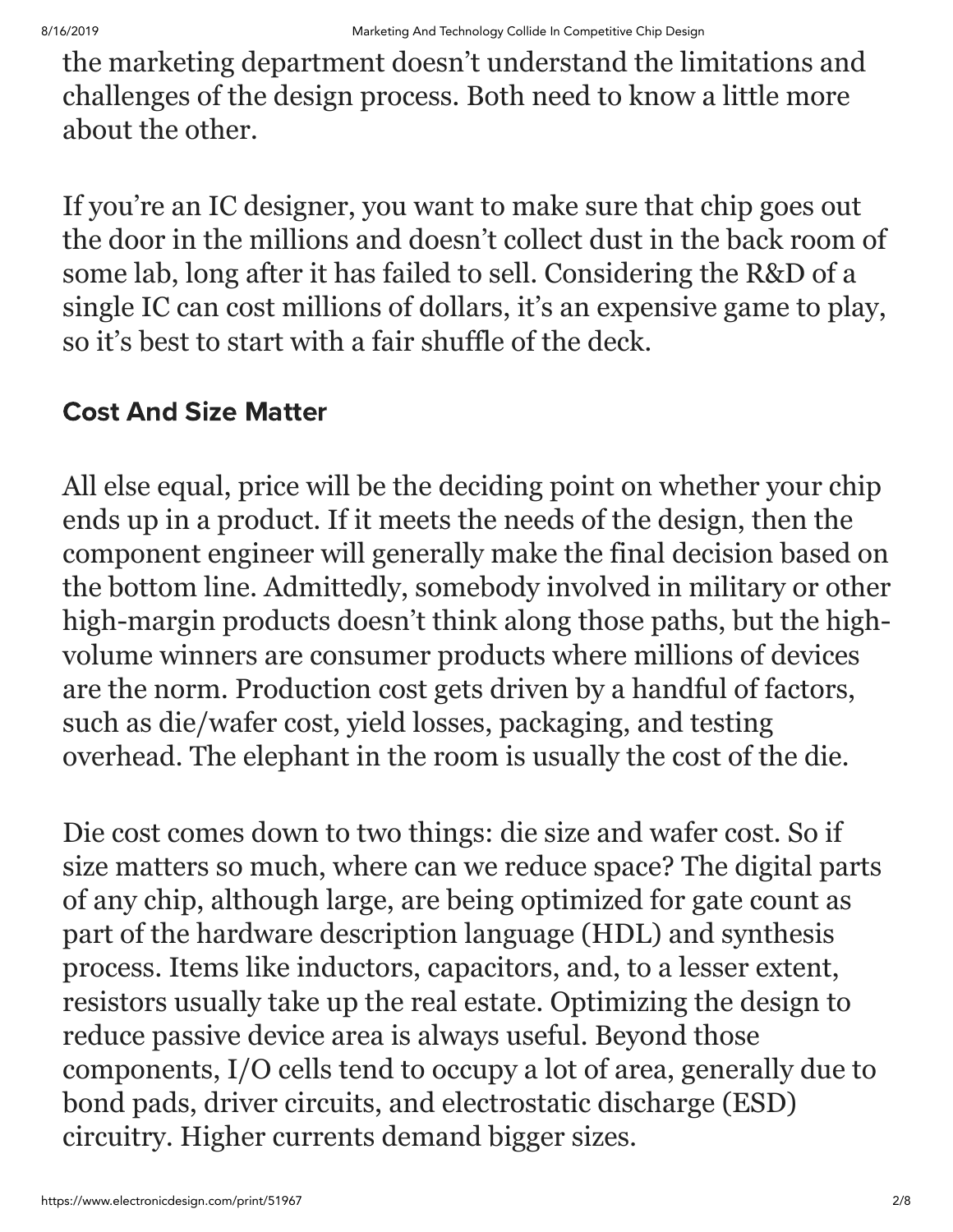the marketing department doesn't understand the limitations and challenges of the design process. Both need to know a little more about the other.

If you're an IC designer, you want to make sure that chip goes out the door in the millions and doesn't collect dust in the back room of some lab, long after it has failed to sell. Considering the R&D of a single IC can cost millions of dollars, it's an expensive game to play, so it's best to start with a fair shuffle of the deck.

### Cost And Size Matter

All else equal, price will be the deciding point on whether your chip ends up in a product. If it meets the needs of the design, then the component engineer will generally make the final decision based on the bottom line. Admittedly, somebody involved in military or other high-margin products doesn't think along those paths, but the high-volume winners are consumer products where millions of devices are the norm. Production cost gets driven by a handful of factors, such as die/wafer cost, yield losses, packaging, and testing overhead. The elephant in the room is usually the cost of the die.

Die cost comes down to two things: die size and wafer cost. So if size matters so much, where can we reduce space? The digital parts of any chip, although large, are being optimized for gate count as part of the hardware description language (HDL) and synthesis process. Items like inductors, capacitors, and, to a lesser extent, resistors usually take up the real estate. Optimizing the design to reduce passive device area is always useful. Beyond those components, I/O cells tend to occupy a lot of area, generally due to bond pads, driver circuits, and electrostatic discharge (ESD) circuitry. Higher currents demand bigger sizes.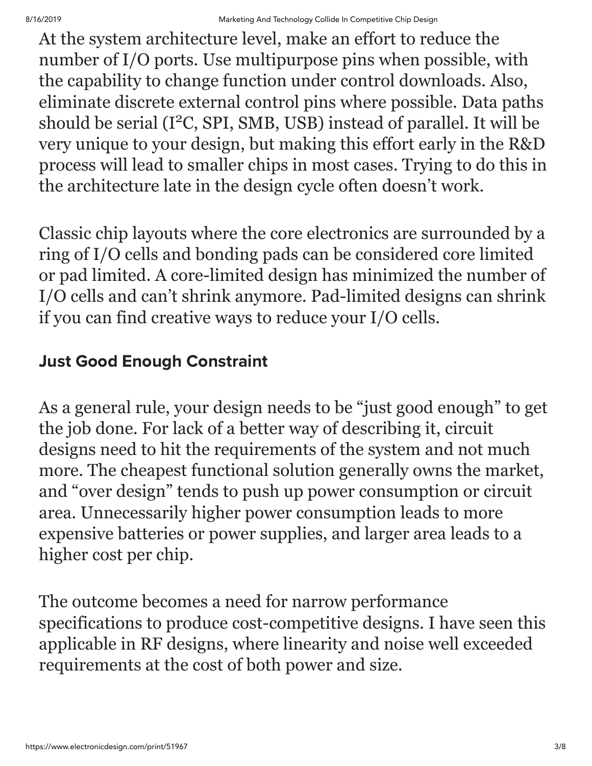At the system architecture level, make an effort to reduce the number of I/O ports. Use multipurpose pins when possible, with the capability to change function under control downloads. Also, eliminate discrete external control pins where possible. Data paths should be serial ($I^2C$, SPI, SMB, USB) instead of parallel. It will be very unique to your design, but making this effort early in the R&D process will lead to smaller chips in most cases. Trying to do this in the architecture late in the design cycle often doesn't work.

Classic chip layouts where the core electronics are surrounded by a ring of I/O cells and bonding pads can be considered core limited or pad limited. A core-limited design has minimized the number of I/O cells and can't shrink anymore. Pad-limited designs can shrink if you can find creative ways to reduce your I/O cells.

## Just Good Enough Constraint

As a general rule, your design needs to be "just good enough" to get the job done. For lack of a better way of describing it, circuit designs need to hit the requirements of the system and not much more. The cheapest functional solution generally owns the market, and "over design" tends to push up power consumption or circuit area. Unnecessarily higher power consumption leads to more expensive batteries or power supplies, and larger area leads to a higher cost per chip.

The outcome becomes a need for narrow performance specifications to produce cost-competitive designs. I have seen this applicable in RF designs, where linearity and noise well exceeded requirements at the cost of both power and size.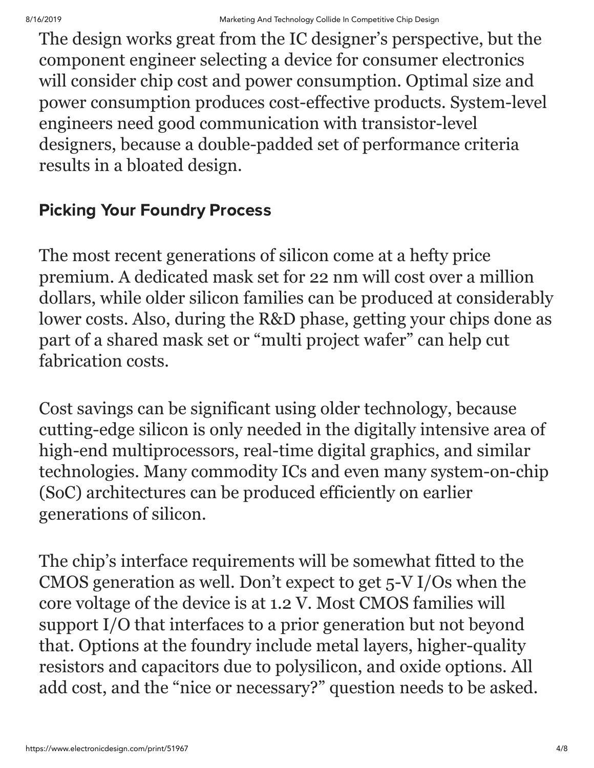The design works great from the IC designer's perspective, but the component engineer selecting a device for consumer electronics will consider chip cost and power consumption. Optimal size and power consumption produces cost-effective products. System-level engineers need good communication with transistor-level designers, because a double-padded set of performance criteria results in a bloated design.

## Picking Your Foundry Process

The most recent generations of silicon come at a hefty price premium. A dedicated mask set for 22 nm will cost over a million dollars, while older silicon families can be produced at considerably lower costs. Also, during the R&D phase, getting your chips done as part of a shared mask set or "multi project wafer" can help cut fabrication costs.

Cost savings can be significant using older technology, because cutting-edge silicon is only needed in the digitally intensive area of high-end multiprocessors, real-time digital graphics, and similar technologies. Many commodity ICs and even many system-on-chip (SoC) architectures can be produced efficiently on earlier generations of silicon.

The chip's interface requirements will be somewhat fitted to the CMOS generation as well. Don't expect to get 5-V I/Os when the core voltage of the device is at 1.2 V. Most CMOS families will support I/O that interfaces to a prior generation but not beyond that. Options at the foundry include metal layers, higher-quality resistors and capacitors due to polysilicon, and oxide options. All add cost, and the "nice or necessary?" question needs to be asked.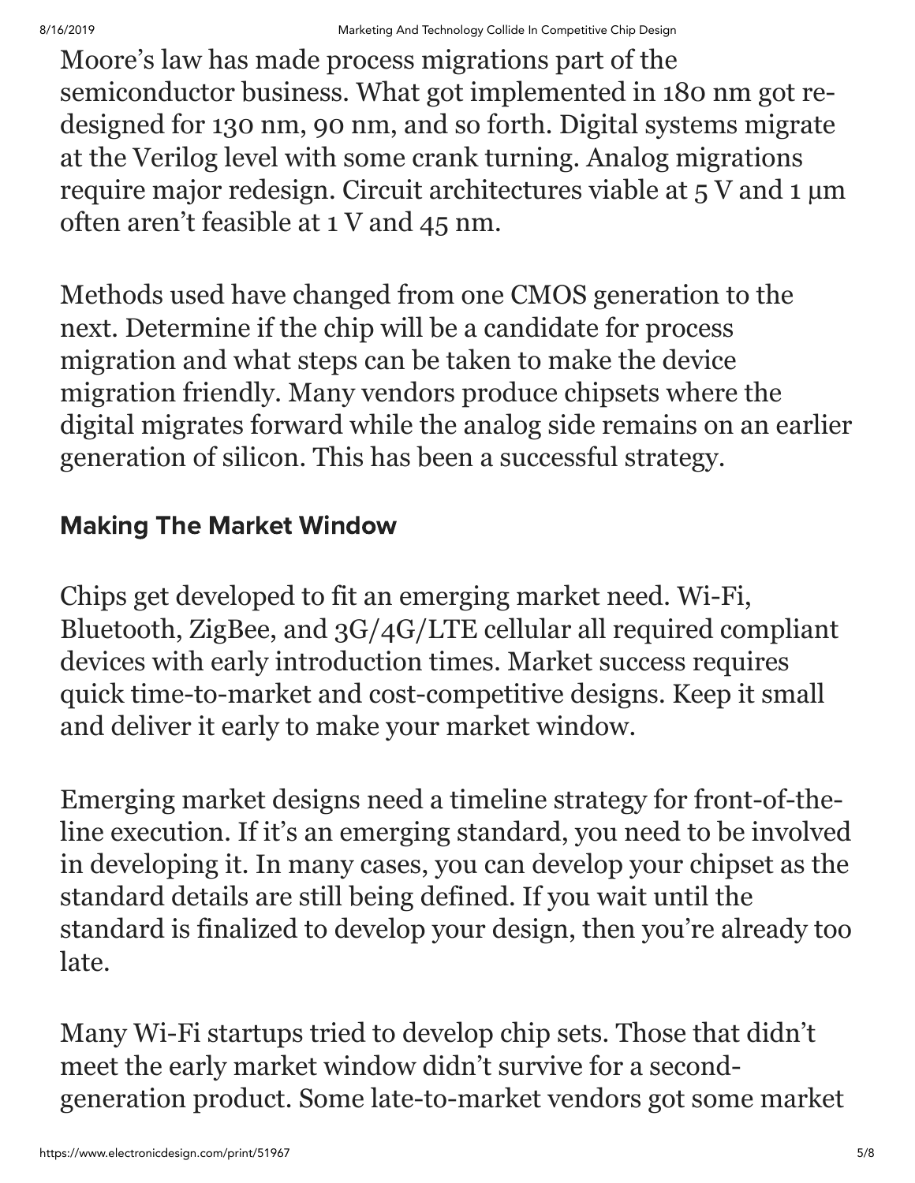Moore's law has made process migrations part of the semiconductor business. What got implemented in 180 nm got re-designed for 130 nm, 90 nm, and so forth. Digital systems migrate at the Verilog level with some crank turning. Analog migrations require major redesign. Circuit architectures viable at 5 V and 1 µm often aren't feasible at 1 V and 45 nm.

Methods used have changed from one CMOS generation to the next. Determine if the chip will be a candidate for process migration and what steps can be taken to make the device migration friendly. Many vendors produce chipsets where the digital migrates forward while the analog side remains on an earlier generation of silicon. This has been a successful strategy.

## Making The Market Window

Chips get developed to fit an emerging market need. Wi-Fi, Bluetooth, ZigBee, and 3G/4G/LTE cellular all required compliant devices with early introduction times. Market success requires quick time-to-market and cost-competitive designs. Keep it small and deliver it early to make your market window.

Emerging market designs need a timeline strategy for front-of-the-line execution. If it's an emerging standard, you need to be involved in developing it. In many cases, you can develop your chipset as the standard details are still being defined. If you wait until the standard is finalized to develop your design, then you're already too late.

Many Wi-Fi startups tried to develop chip sets. Those that didn't meet the early market window didn't survive for a second-generation product. Some late-to-market vendors got some market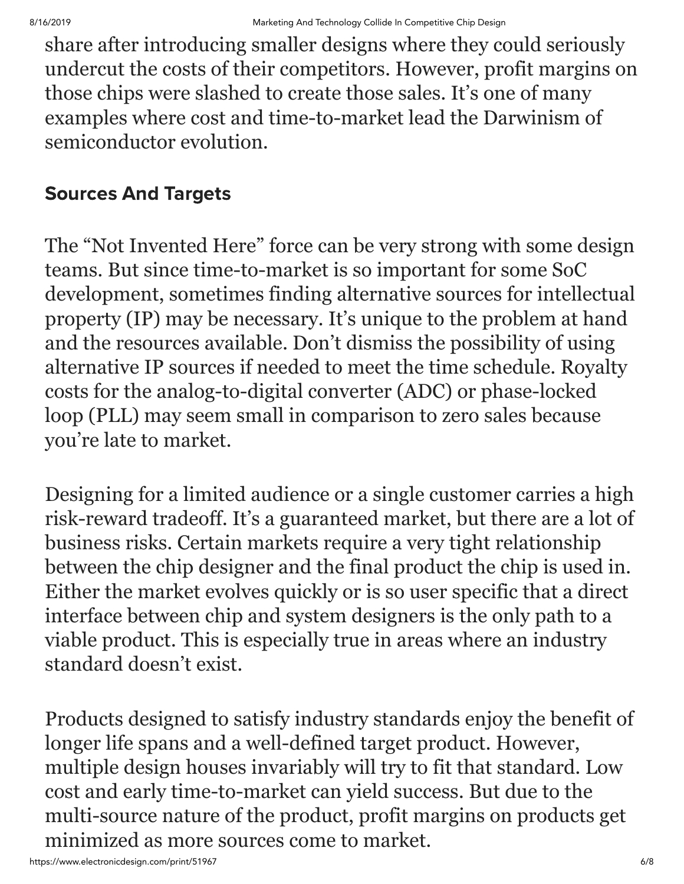share after introducing smaller designs where they could seriously undercut the costs of their competitors. However, profit margins on those chips were slashed to create those sales. It's one of many examples where cost and time-to-market lead the Darwinism of semiconductor evolution.

## Sources And Targets

The "Not Invented Here" force can be very strong with some design teams. But since time-to-market is so important for some SoC development, sometimes finding alternative sources for intellectual property (IP) may be necessary. It's unique to the problem at hand and the resources available. Don't dismiss the possibility of using alternative IP sources if needed to meet the time schedule. Royalty costs for the analog-to-digital converter (ADC) or phase-locked loop (PLL) may seem small in comparison to zero sales because you're late to market.

Designing for a limited audience or a single customer carries a high risk-reward tradeoff. It's a guaranteed market, but there are a lot of business risks. Certain markets require a very tight relationship between the chip designer and the final product the chip is used in. Either the market evolves quickly or is so user specific that a direct interface between chip and system designers is the only path to a viable product. This is especially true in areas where an industry standard doesn't exist.

Products designed to satisfy industry standards enjoy the benefit of longer life spans and a well-defined target product. However, multiple design houses invariably will try to fit that standard. Low cost and early time-to-market can yield success. But due to the multi-source nature of the product, profit margins on products get minimized as more sources come to market.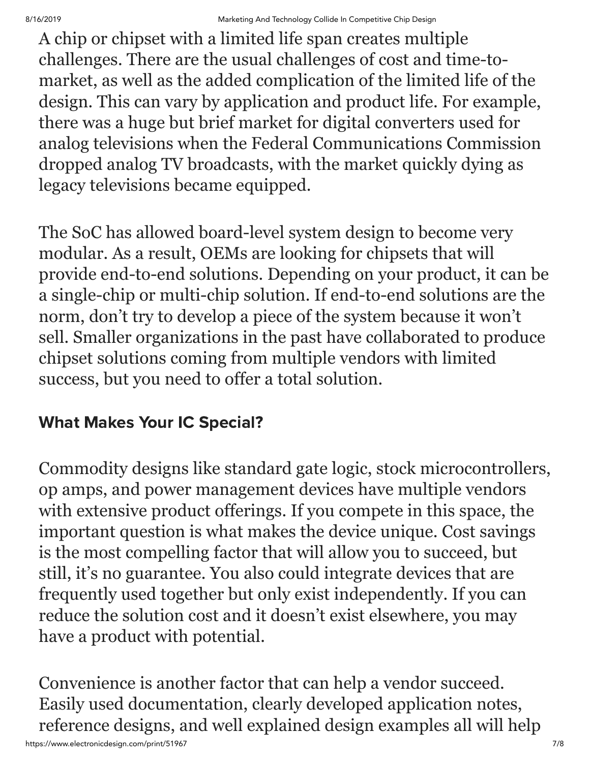A chip or chipset with a limited life span creates multiple challenges. There are the usual challenges of cost and time-to-market, as well as the added complication of the limited life of the design. This can vary by application and product life. For example, there was a huge but brief market for digital converters used for analog televisions when the Federal Communications Commission dropped analog TV broadcasts, with the market quickly dying as legacy televisions became equipped.

The SoC has allowed board-level system design to become very modular. As a result, OEMs are looking for chipsets that will provide end-to-end solutions. Depending on your product, it can be a single-chip or multi-chip solution. If end-to-end solutions are the norm, don't try to develop a piece of the system because it won't sell. Smaller organizations in the past have collaborated to produce chipset solutions coming from multiple vendors with limited success, but you need to offer a total solution.

## What Makes Your IC Special?

Commodity designs like standard gate logic, stock microcontrollers, op amps, and power management devices have multiple vendors with extensive product offerings. If you compete in this space, the important question is what makes the device unique. Cost savings is the most compelling factor that will allow you to succeed, but still, it's no guarantee. You also could integrate devices that are frequently used together but only exist independently. If you can reduce the solution cost and it doesn't exist elsewhere, you may have a product with potential.

Convenience is another factor that can help a vendor succeed. Easily used documentation, clearly developed application notes, reference designs, and well explained design examples all will help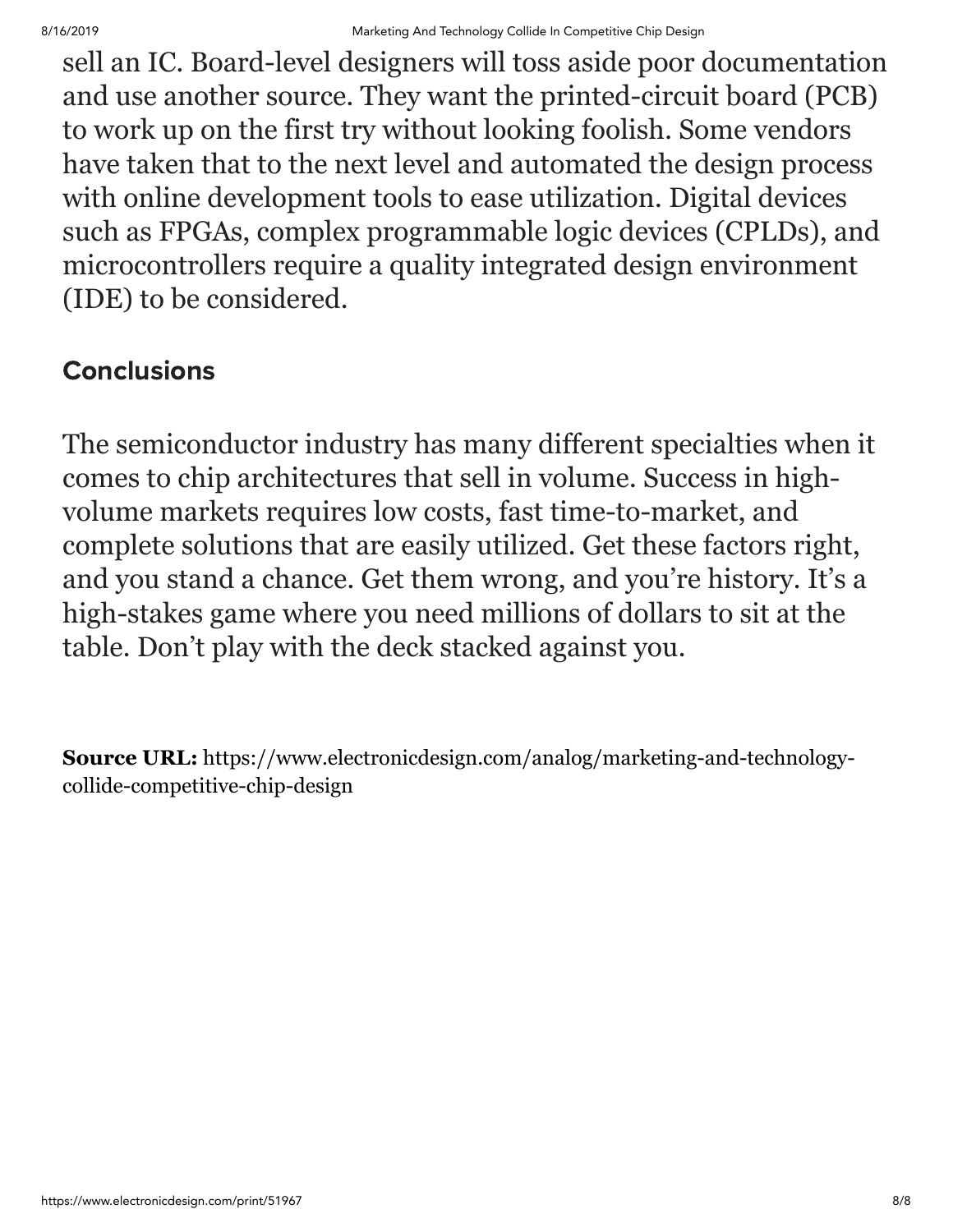sell an IC. Board-level designers will toss aside poor documentation and use another source. They want the printed-circuit board (PCB) to work up on the first try without looking foolish. Some vendors have taken that to the next level and automated the design process with online development tools to ease utilization. Digital devices such as FPGAs, complex programmable logic devices (CPLDs), and microcontrollers require a quality integrated design environment (IDE) to be considered.

## Conclusions

The semiconductor industry has many different specialties when it comes to chip architectures that sell in volume. Success in high-volume markets requires low costs, fast time-to-market, and complete solutions that are easily utilized. Get these factors right, and you stand a chance. Get them wrong, and you're history. It's a high-stakes game where you need millions of dollars to sit at the table. Don't play with the deck stacked against you.

**Source URL:** https://www.electronicdesign.com/analog/marketing-and-technology-collide-competitive-chip-design